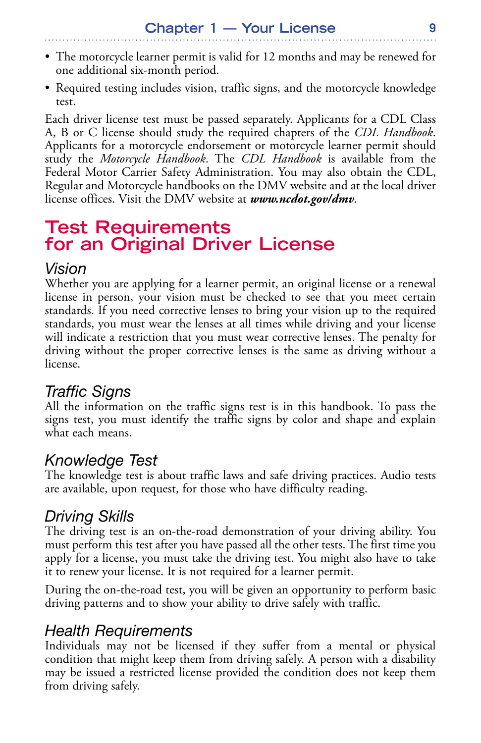- The motorcycle learner permit is valid for 12 months and may be renewed for one additional six-month period.
- Required testing includes vision, traffic signs, and the motorcycle knowledge test.

Each driver license test must be passed separately. Applicants for a CDL Class A, B or C license should study the required chapters of the *CDL Handbook*. Applicants for a motorcycle endorsement or motorcycle learner permit should study the *Motorcycle Handbook*. The *CDL Handbook* is available from the Federal Motor Carrier Safety Administration. You may also obtain the CDL, Regular and Motorcycle handbooks on the DMV website and at the local driver license offices. Visit the DMV website at ***www.ncdot.gov/dmv***.

## Test Requirements for an Original Driver License

### *Vision*

Whether you are applying for a learner permit, an original license or a renewal license in person, your vision must be checked to see that you meet certain standards. If you need corrective lenses to bring your vision up to the required standards, you must wear the lenses at all times while driving and your license will indicate a restriction that you must wear corrective lenses. The penalty for driving without the proper corrective lenses is the same as driving without a license.

### *Traffic Signs*

All the information on the traffic signs test is in this handbook. To pass the signs test, you must identify the traffic signs by color and shape and explain what each means.

### *Knowledge Test*

The knowledge test is about traffic laws and safe driving practices. Audio tests are available, upon request, for those who have difficulty reading.

### *Driving Skills*

The driving test is an on-the-road demonstration of your driving ability. You must perform this test after you have passed all the other tests. The first time you apply for a license, you must take the driving test. You might also have to take it to renew your license. It is not required for a learner permit.

During the on-the-road test, you will be given an opportunity to perform basic driving patterns and to show your ability to drive safely with traffic.

### *Health Requirements*

Individuals may not be licensed if they suffer from a mental or physical condition that might keep them from driving safely. A person with a disability may be issued a restricted license provided the condition does not keep them from driving safely.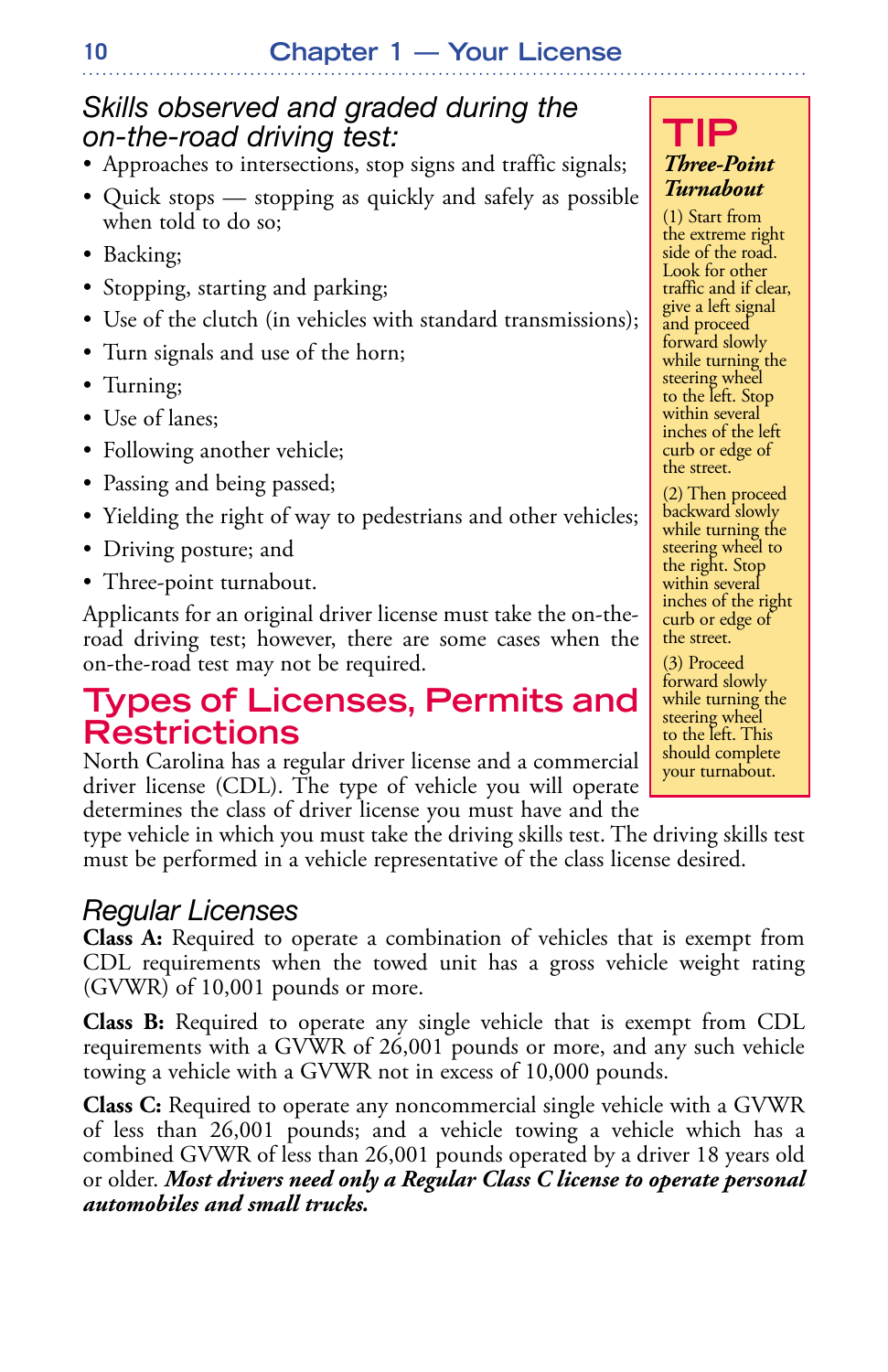### *Skills observed and graded during the on-the-road driving test:*

- Approaches to intersections, stop signs and traffic signals;
- Quick stops — stopping as quickly and safely as possible when told to do so;
- Backing;
- Stopping, starting and parking;
- Use of the clutch (in vehicles with standard transmissions);
- Turn signals and use of the horn;
- Turning;
- Use of lanes;
- Following another vehicle;
- Passing and being passed;
- Yielding the right of way to pedestrians and other vehicles;
- Driving posture; and
- Three-point turnabout.

Applicants for an original driver license must take the on-the-road driving test; however, there are some cases when the on-the-road test may not be required.

> **TIP**
>
> ***Three-Point Turnabout***
>
> (1) Start from the extreme right side of the road. Look for other traffic and if clear, give a left signal and proceed forward slowly while turning the steering wheel to the left. Stop within several inches of the left curb or edge of the street.
>
> (2) Then proceed backward slowly while turning the steering wheel to the right. Stop within several inches of the right curb or edge of the street.
>
> (3) Proceed forward slowly while turning the steering wheel to the left. This should complete your turnabout.

## Types of Licenses, Permits and Restrictions

North Carolina has a regular driver license and a commercial driver license (CDL). The type of vehicle you will operate determines the class of driver license you must have and the type vehicle in which you must take the driving skills test. The driving skills test must be performed in a vehicle representative of the class license desired.

### *Regular Licenses*

**Class A:** Required to operate a combination of vehicles that is exempt from CDL requirements when the towed unit has a gross vehicle weight rating (GVWR) of 10,001 pounds or more.

**Class B:** Required to operate any single vehicle that is exempt from CDL requirements with a GVWR of 26,001 pounds or more, and any such vehicle towing a vehicle with a GVWR not in excess of 10,000 pounds.

**Class C:** Required to operate any noncommercial single vehicle with a GVWR of less than 26,001 pounds; and a vehicle towing a vehicle which has a combined GVWR of less than 26,001 pounds operated by a driver 18 years old or older. ***Most drivers need only a Regular Class C license to operate personal automobiles and small trucks.***